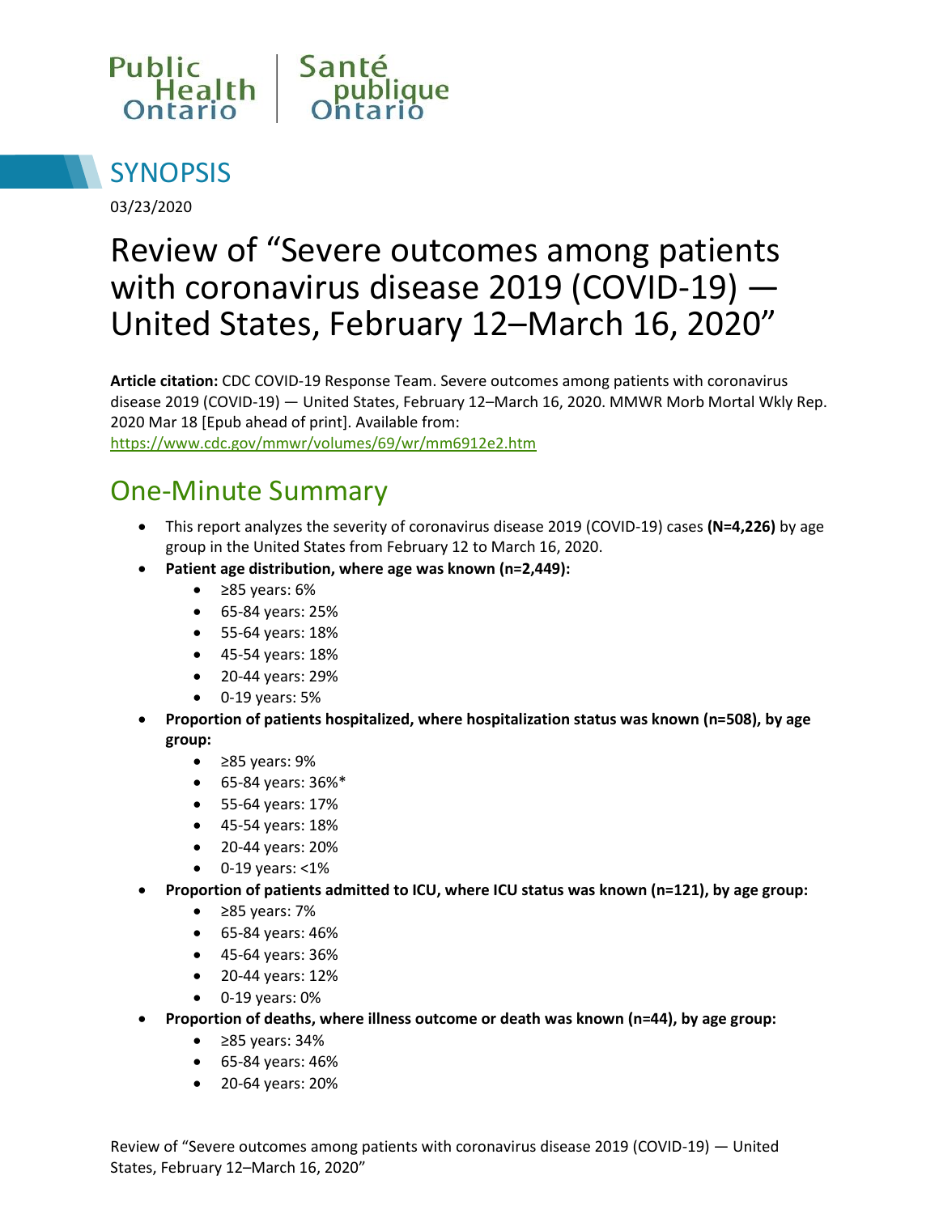Public Health Ontario | Santé publique Ontario

## SYNOPSIS

03/23/2020

# Review of "Severe outcomes among patients with coronavirus disease 2019 (COVID-19) — United States, February 12–March 16, 2020"

**Article citation:** CDC COVID-19 Response Team. Severe outcomes among patients with coronavirus disease 2019 (COVID-19) — United States, February 12–March 16, 2020. MMWR Morb Mortal Wkly Rep. 2020 Mar 18 [Epub ahead of print]. Available from: https://www.cdc.gov/mmwr/volumes/69/wr/mm6912e2.htm

## One-Minute Summary

- This report analyzes the severity of coronavirus disease 2019 (COVID-19) cases **(N=4,226)** by age group in the United States from February 12 to March 16, 2020.
- **Patient age distribution, where age was known (n=2,449):**
  - ≥85 years: 6%
  - 65-84 years: 25%
  - 55-64 years: 18%
  - 45-54 years: 18%
  - 20-44 years: 29%
  - 0-19 years: 5%
- **Proportion of patients hospitalized, where hospitalization status was known (n=508), by age group:**
  - ≥85 years: 9%
  - 65-84 years: 36%*
  - 55-64 years: 17%
  - 45-54 years: 18%
  - 20-44 years: 20%
  - 0-19 years: <1%
- **Proportion of patients admitted to ICU, where ICU status was known (n=121), by age group:**
  - ≥85 years: 7%
  - 65-84 years: 46%
  - 45-64 years: 36%
  - 20-44 years: 12%
  - 0-19 years: 0%
- **Proportion of deaths, where illness outcome or death was known (n=44), by age group:**
  - ≥85 years: 34%
  - 65-84 years: 46%
  - 20-64 years: 20%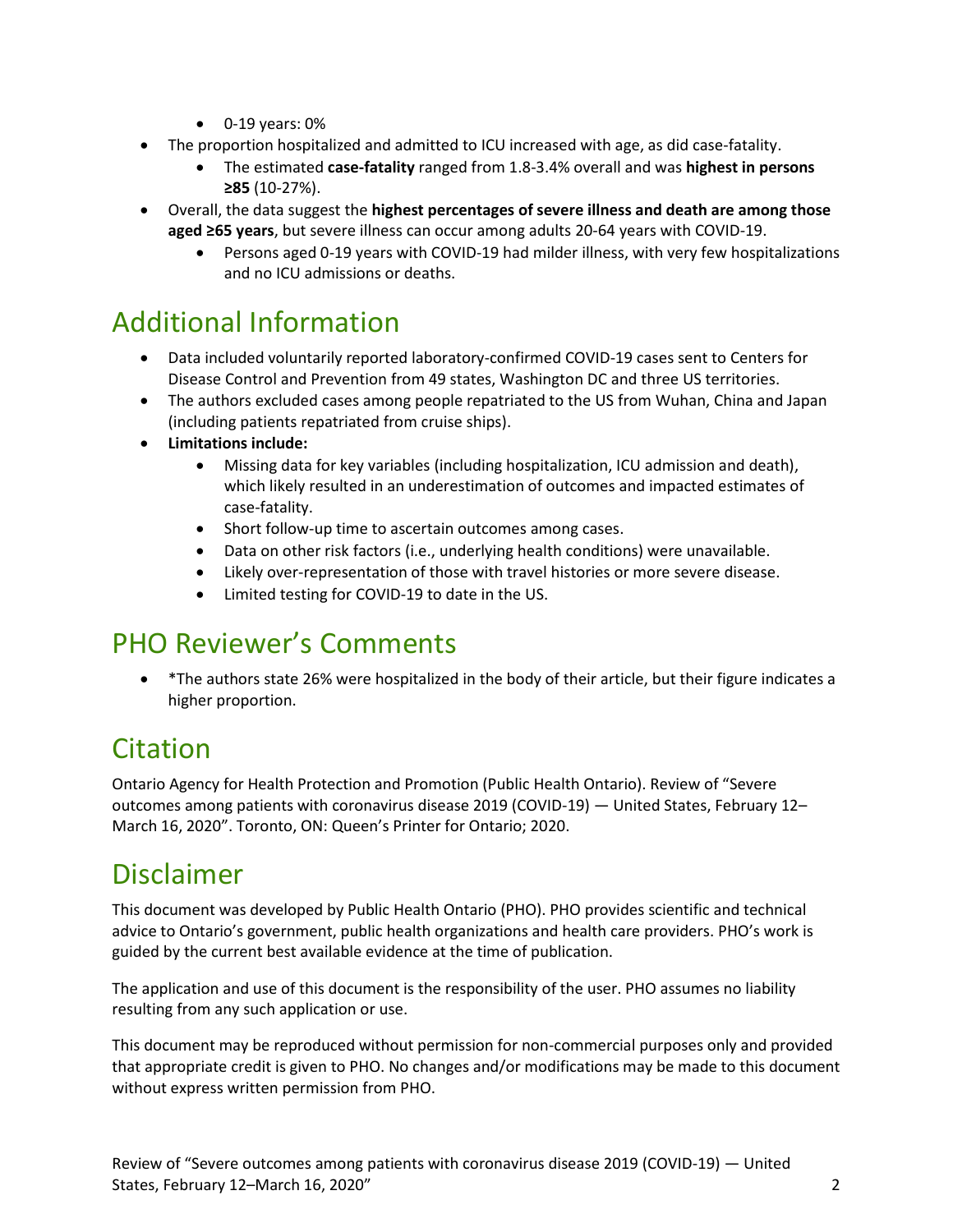- 0-19 years: 0%
- The proportion hospitalized and admitted to ICU increased with age, as did case-fatality.
  - The estimated **case-fatality** ranged from 1.8-3.4% overall and was **highest in persons ≥85** (10-27%).
- Overall, the data suggest the **highest percentages of severe illness and death are among those aged ≥65 years**, but severe illness can occur among adults 20-64 years with COVID-19.
  - Persons aged 0-19 years with COVID-19 had milder illness, with very few hospitalizations and no ICU admissions or deaths.

## Additional Information

- Data included voluntarily reported laboratory-confirmed COVID-19 cases sent to Centers for Disease Control and Prevention from 49 states, Washington DC and three US territories.
- The authors excluded cases among people repatriated to the US from Wuhan, China and Japan (including patients repatriated from cruise ships).
- **Limitations include:**
  - Missing data for key variables (including hospitalization, ICU admission and death), which likely resulted in an underestimation of outcomes and impacted estimates of case-fatality.
  - Short follow-up time to ascertain outcomes among cases.
  - Data on other risk factors (i.e., underlying health conditions) were unavailable.
  - Likely over-representation of those with travel histories or more severe disease.
  - Limited testing for COVID-19 to date in the US.

## PHO Reviewer's Comments

- *The authors state 26% were hospitalized in the body of their article, but their figure indicates a higher proportion.

## Citation

Ontario Agency for Health Protection and Promotion (Public Health Ontario). Review of "Severe outcomes among patients with coronavirus disease 2019 (COVID-19) — United States, February 12–March 16, 2020". Toronto, ON: Queen's Printer for Ontario; 2020.

## Disclaimer

This document was developed by Public Health Ontario (PHO). PHO provides scientific and technical advice to Ontario's government, public health organizations and health care providers. PHO's work is guided by the current best available evidence at the time of publication.

The application and use of this document is the responsibility of the user. PHO assumes no liability resulting from any such application or use.

This document may be reproduced without permission for non-commercial purposes only and provided that appropriate credit is given to PHO. No changes and/or modifications may be made to this document without express written permission from PHO.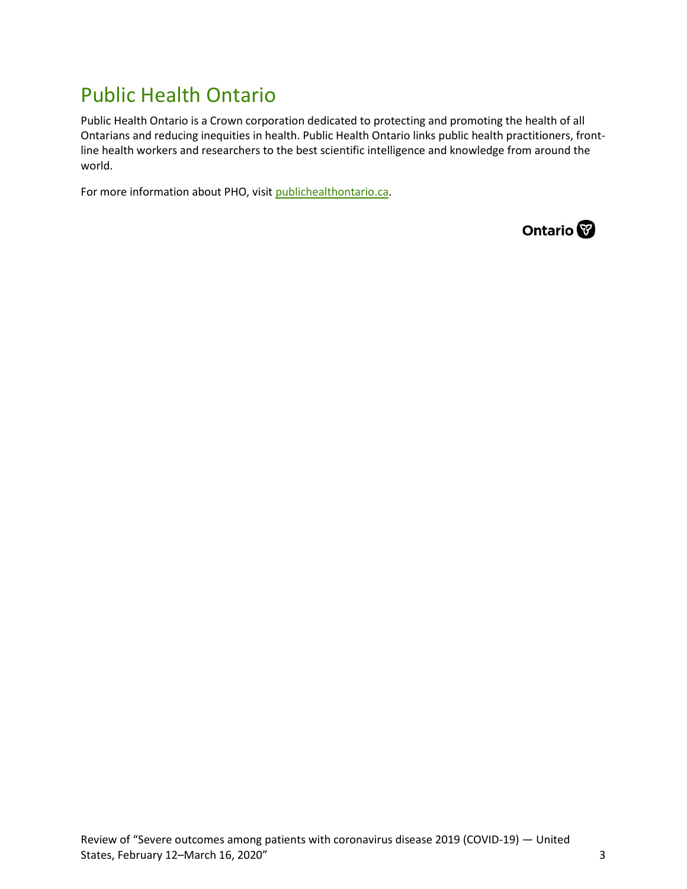# Public Health Ontario

Public Health Ontario is a Crown corporation dedicated to protecting and promoting the health of all Ontarians and reducing inequities in health. Public Health Ontario links public health practitioners, front-line health workers and researchers to the best scientific intelligence and knowledge from around the world.

For more information about PHO, visit publichealthontario.ca.

Ontario